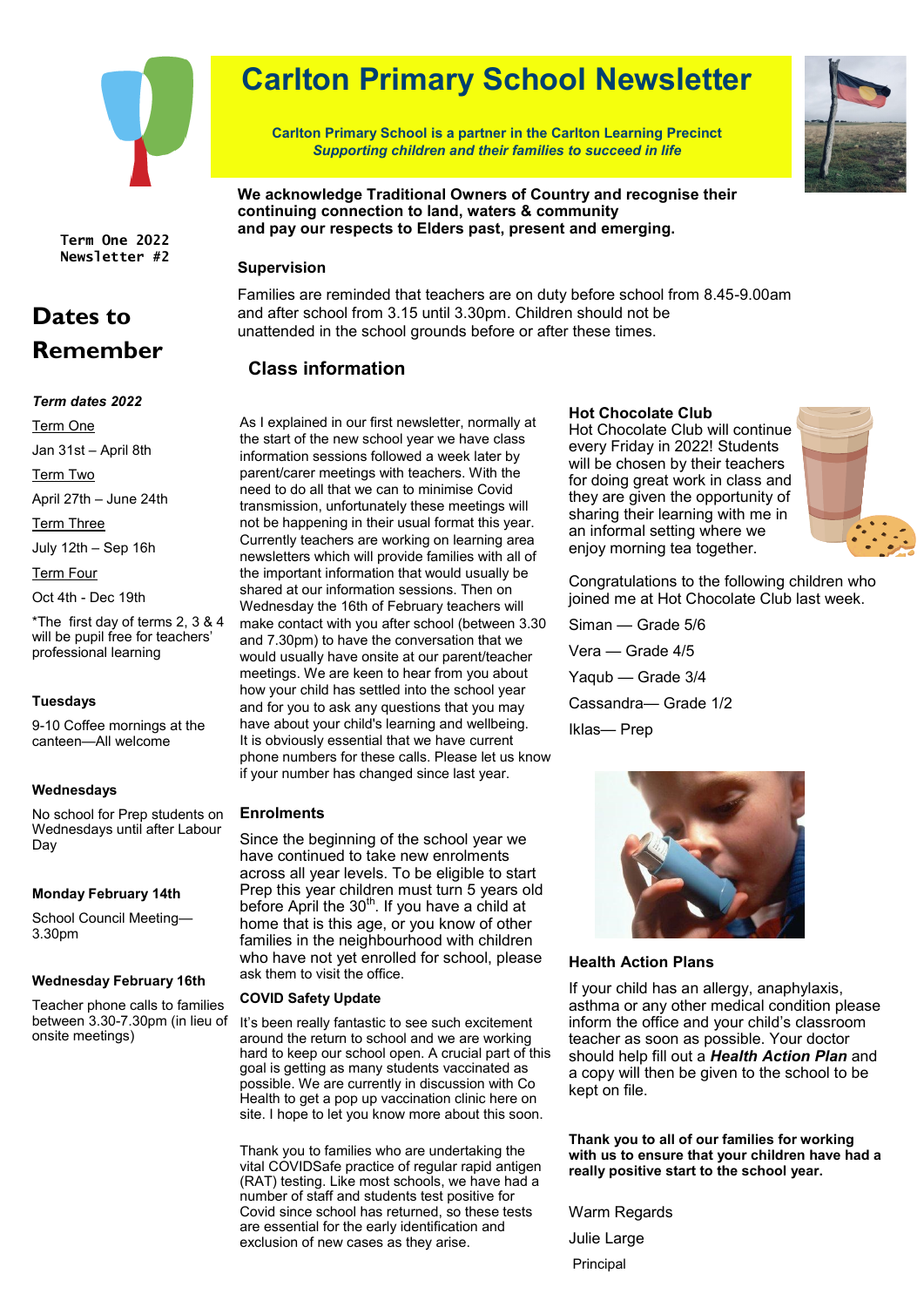# Carlton Primary School Newsletter

**Carlton Primary School is a partner in the Carlton Learning Precinct**
***Supporting children and their families to succeed in life***

**We acknowledge Traditional Owners of Country and recognise their continuing connection to land, waters & community and pay our respects to Elders past, present and emerging.**

Term One 2022
Newsletter #2

## Dates to Remember

***Term dates 2022***

Term One

Jan 31st – April 8th

Term Two

April 27th – June 24th

Term Three

July 12th – Sep 16th

Term Four

Oct 4th - Dec 19th

*The first day of terms 2, 3 & 4 will be pupil free for teachers' professional learning

**Tuesdays**

9-10 Coffee mornings at the canteen—All welcome

**Wednesdays**

No school for Prep students on Wednesdays until after Labour Day

**Monday February 14th**

School Council Meeting—3.30pm

**Wednesday February 16th**

Teacher phone calls to families between 3.30-7.30pm (in lieu of onsite meetings)

### Supervision

Families are reminded that teachers are on duty before school from 8.45-9.00am and after school from 3.15 until 3.30pm. Children should not be unattended in the school grounds before or after these times.

### Class information

As I explained in our first newsletter, normally at the start of the new school year we have class information sessions followed a week later by parent/carer meetings with teachers. With the need to do all that we can to minimise Covid transmission, unfortunately these meetings will not be happening in their usual format this year. Currently teachers are working on learning area newsletters which will provide families with all of the important information that would usually be shared at our information sessions. Then on Wednesday the 16th of February teachers will make contact with you after school (between 3.30 and 7.30pm) to have the conversation that we would usually have onsite at our parent/teacher meetings. We are keen to hear from you about how your child has settled into the school year and for you to ask any questions that you may have about your child's learning and wellbeing. It is obviously essential that we have current phone numbers for these calls. Please let us know if your number has changed since last year.

### Enrolments

Since the beginning of the school year we have continued to take new enrolments across all year levels. To be eligible to start Prep this year children must turn 5 years old before April the 30th. If you have a child at home that is this age, or you know of other families in the neighbourhood with children who have not yet enrolled for school, please ask them to visit the office.

### COVID Safety Update

It's been really fantastic to see such excitement around the return to school and we are working hard to keep our school open. A crucial part of this goal is getting as many students vaccinated as possible. We are currently in discussion with Co Health to get a pop up vaccination clinic here on site. I hope to let you know more about this soon.

Thank you to families who are undertaking the vital COVIDSafe practice of regular rapid antigen (RAT) testing. Like most schools, we have had a number of staff and students test positive for Covid since school has returned, so these tests are essential for the early identification and exclusion of new cases as they arise.

### Hot Chocolate Club

Hot Chocolate Club will continue every Friday in 2022! Students will be chosen by their teachers for doing great work in class and they are given the opportunity of sharing their learning with me in an informal setting where we enjoy morning tea together.

Congratulations to the following children who joined me at Hot Chocolate Club last week.

Siman — Grade 5/6

Vera — Grade 4/5

Yaqub — Grade 3/4

Cassandra— Grade 1/2

Iklas— Prep

### Health Action Plans

If your child has an allergy, anaphylaxis, asthma or any other medical condition please inform the office and your child's classroom teacher as soon as possible. Your doctor should help fill out a ***Health Action Plan*** and a copy will then be given to the school to be kept on file.

**Thank you to all of our families for working with us to ensure that your children have had a really positive start to the school year.**

Warm Regards

Julie Large

Principal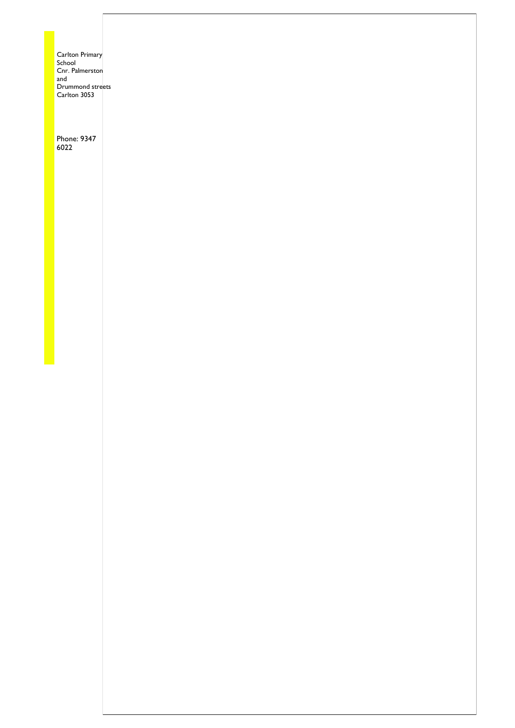Carlton Primary School
Cnr. Palmerston and Drummond streets
Carlton 3053

Phone: 9347 6022